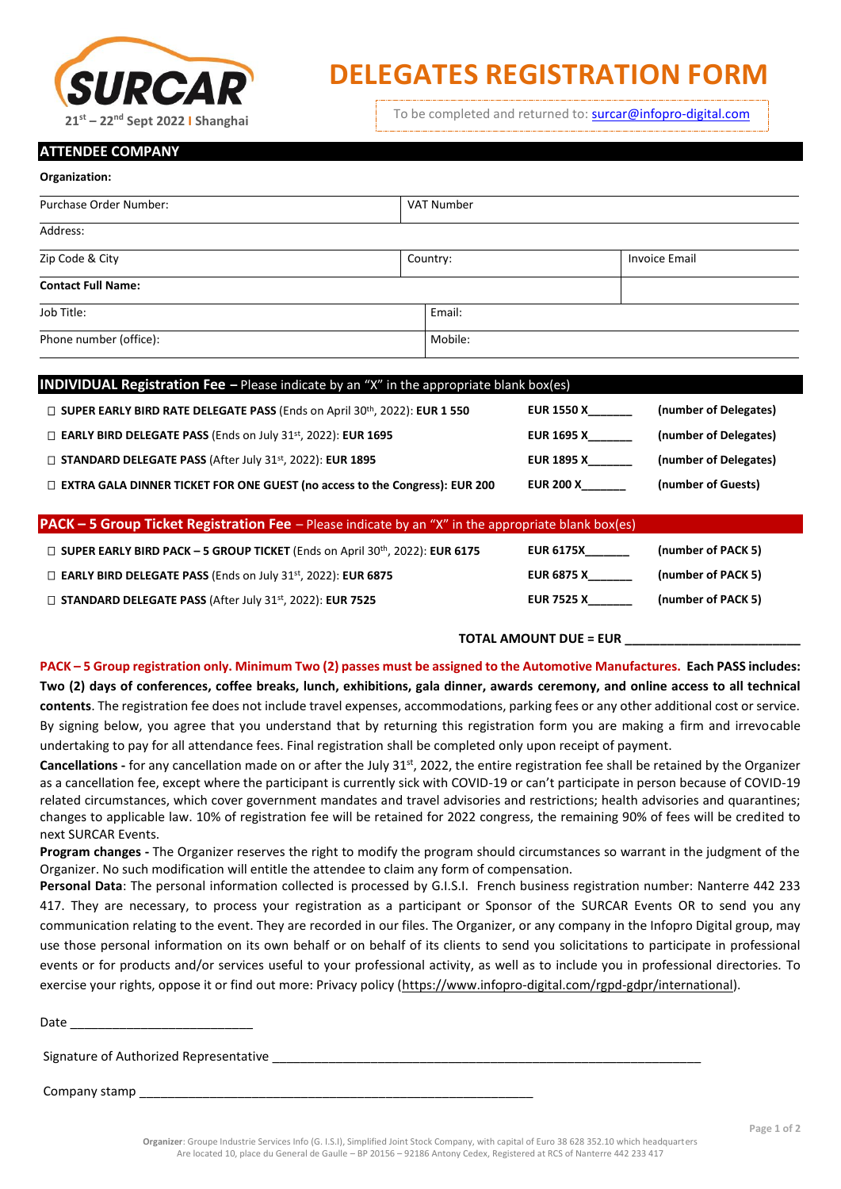SURCAR

21st – 22nd Sept 2022 | Shanghai

# DELEGATES REGISTRATION FORM

To be completed and returned to: surcar@infopro-digital.com

## ATTENDEE COMPANY

**Organization:**

| Purchase Order Number: | VAT Number | |
|---|---|---|
| Address: | | |
| Zip Code & City | Country: | Invoice Email |
| **Contact Full Name:** | | |
| Job Title: | Email: | |
| Phone number (office): | Mobile: | |

## INDIVIDUAL Registration Fee – Please indicate by an "X" in the appropriate blank box(es)

| | | |
|---|---|---|
| ☐ **SUPER EARLY BIRD RATE DELEGATE PASS** (Ends on April 30th, 2022): **EUR 1 550** | **EUR 1550 X\_\_\_\_\_\_\_** | **(number of Delegates)** |
| ☐ **EARLY BIRD DELEGATE PASS** (Ends on July 31st, 2022): **EUR 1695** | **EUR 1695 X\_\_\_\_\_\_\_** | **(number of Delegates)** |
| ☐ **STANDARD DELEGATE PASS** (After July 31st, 2022): **EUR 1895** | **EUR 1895 X\_\_\_\_\_\_\_** | **(number of Delegates)** |
| ☐ **EXTRA GALA DINNER TICKET FOR ONE GUEST (no access to the Congress): EUR 200** | **EUR 200 X\_\_\_\_\_\_\_** | **(number of Guests)** |

## PACK – 5 Group Ticket Registration Fee – Please indicate by an "X" in the appropriate blank box(es)

| | | |
|---|---|---|
| ☐ **SUPER EARLY BIRD PACK – 5 GROUP TICKET** (Ends on April 30th, 2022): **EUR 6175** | **EUR 6175X\_\_\_\_\_\_\_** | **(number of PACK 5)** |
| ☐ **EARLY BIRD DELEGATE PASS** (Ends on July 31st, 2022): **EUR 6875** | **EUR 6875 X\_\_\_\_\_\_\_** | **(number of PACK 5)** |
| ☐ **STANDARD DELEGATE PASS** (After July 31st, 2022): **EUR 7525** | **EUR 7525 X\_\_\_\_\_\_\_** | **(number of PACK 5)** |

**TOTAL AMOUNT DUE = EUR \_\_\_\_\_\_\_\_\_\_\_\_\_\_\_\_\_\_\_\_\_\_\_\_\_**

**PACK – 5 Group registration only. Minimum Two (2) passes must be assigned to the Automotive Manufactures. Each PASS includes: Two (2) days of conferences, coffee breaks, lunch, exhibitions, gala dinner, awards ceremony, and online access to all technical contents**. The registration fee does not include travel expenses, accommodations, parking fees or any other additional cost or service. By signing below, you agree that you understand that by returning this registration form you are making a firm and irrevocable undertaking to pay for all attendance fees. Final registration shall be completed only upon receipt of payment.

**Cancellations -** for any cancellation made on or after the July 31st, 2022, the entire registration fee shall be retained by the Organizer as a cancellation fee, except where the participant is currently sick with COVID-19 or can't participate in person because of COVID-19 related circumstances, which cover government mandates and travel advisories and restrictions; health advisories and quarantines; changes to applicable law. 10% of registration fee will be retained for 2022 congress, the remaining 90% of fees will be credited to next SURCAR Events.

**Program changes -** The Organizer reserves the right to modify the program should circumstances so warrant in the judgment of the Organizer. No such modification will entitle the attendee to claim any form of compensation.

**Personal Data**: The personal information collected is processed by G.I.S.I. French business registration number: Nanterre 442 233 417. They are necessary, to process your registration as a participant or Sponsor of the SURCAR Events OR to send you any communication relating to the event. They are recorded in our files. The Organizer, or any company in the Infopro Digital group, may use those personal information on its own behalf or on behalf of its clients to send you solicitations to participate in professional events or for products and/or services useful to your professional activity, as well as to include you in professional directories. To exercise your rights, oppose it or find out more: Privacy policy (https://www.infopro-digital.com/rgpd-gdpr/international).

Date \_\_\_\_\_\_\_\_\_\_\_\_\_\_\_\_\_\_\_\_\_\_\_\_\_\_

Signature of Authorized Representative \_\_\_\_\_\_\_\_\_\_\_\_\_\_\_\_\_\_\_\_\_\_\_\_\_\_\_\_\_\_\_\_\_\_\_\_\_\_\_\_\_\_\_\_\_\_\_\_\_\_\_\_\_\_\_\_\_\_\_\_\_\_

Company stamp \_\_\_\_\_\_\_\_\_\_\_\_\_\_\_\_\_\_\_\_\_\_\_\_\_\_\_\_\_\_\_\_\_\_\_\_\_\_\_\_\_\_\_\_\_\_\_\_\_\_\_\_\_\_\_\_\_\_

**Organizer**: Groupe Industrie Services Info (G. I.S.I), Simplified Joint Stock Company, with capital of Euro 38 628 352.10 which headquarters Are located 10, place du General de Gaulle – BP 20156 – 92186 Antony Cedex, Registered at RCS of Nanterre 442 233 417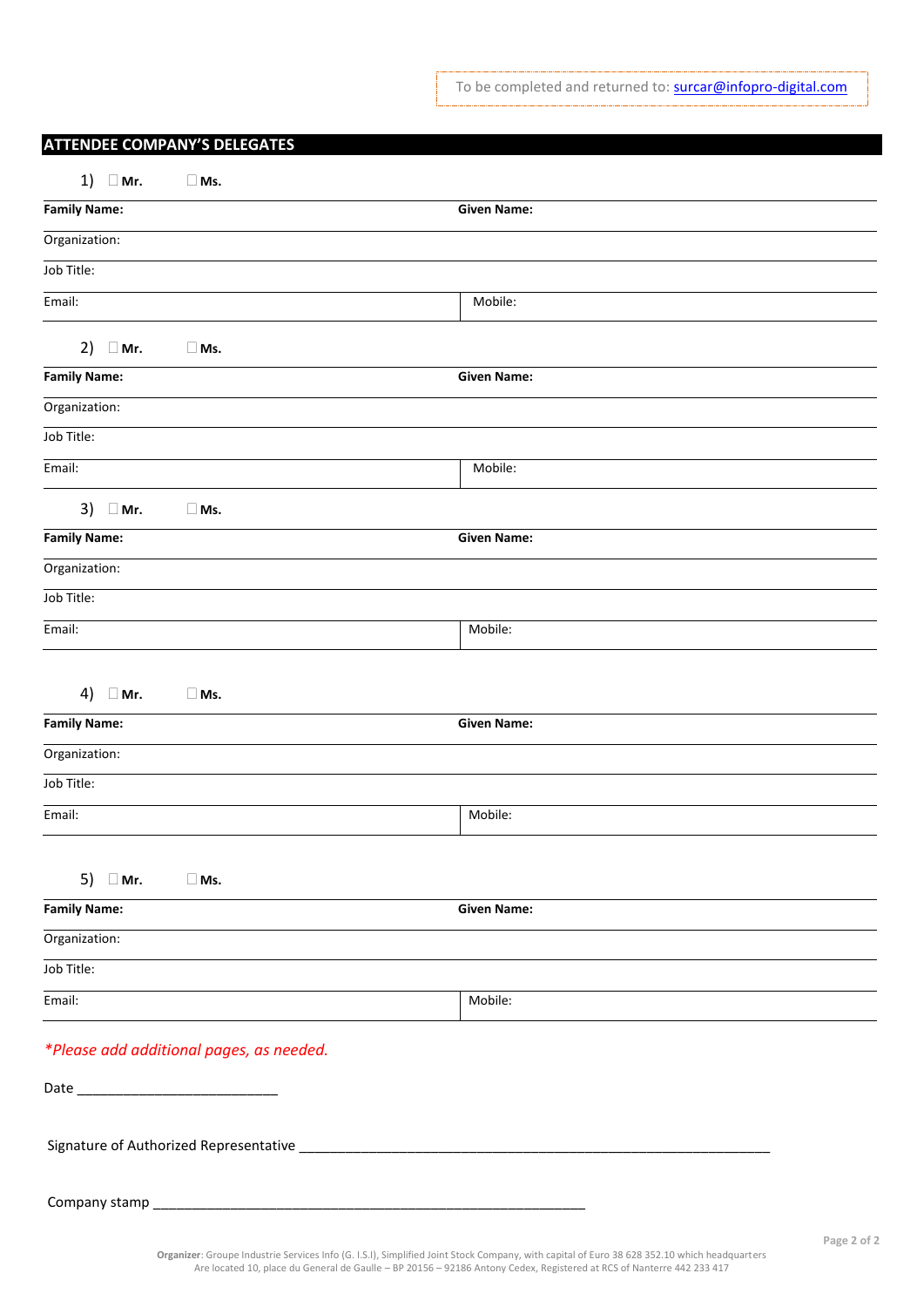To be completed and returned to: surcar@infopro-digital.com

## ATTENDEE COMPANY'S DELEGATES

1) ☐ **Mr.** ☐ **Ms.**

| | |
|---|---|
| **Family Name:** | **Given Name:** |
| Organization: | |
| Job Title: | |
| Email: | Mobile: |

2) ☐ **Mr.** ☐ **Ms.**

| | |
|---|---|
| **Family Name:** | **Given Name:** |
| Organization: | |
| Job Title: | |
| Email: | Mobile: |

3) ☐ **Mr.** ☐ **Ms.**

| | |
|---|---|
| **Family Name:** | **Given Name:** |
| Organization: | |
| Job Title: | |
| Email: | Mobile: |

4) ☐ **Mr.** ☐ **Ms.**

| | |
|---|---|
| **Family Name:** | **Given Name:** |
| Organization: | |
| Job Title: | |
| Email: | Mobile: |

5) ☐ **Mr.** ☐ **Ms.**

| | |
|---|---|
| **Family Name:** | **Given Name:** |
| Organization: | |
| Job Title: | |
| Email: | Mobile: |

*\*Please add additional pages, as needed.*

Date ___________________________

Signature of Authorized Representative _______________________________________________________________

Company stamp _________________________________________________________

**Organizer**: Groupe Industrie Services Info (G. I.S.I), Simplified Joint Stock Company, with capital of Euro 38 628 352.10 which headquarters Are located 10, place du General de Gaulle – BP 20156 – 92186 Antony Cedex, Registered at RCS of Nanterre 442 233 417